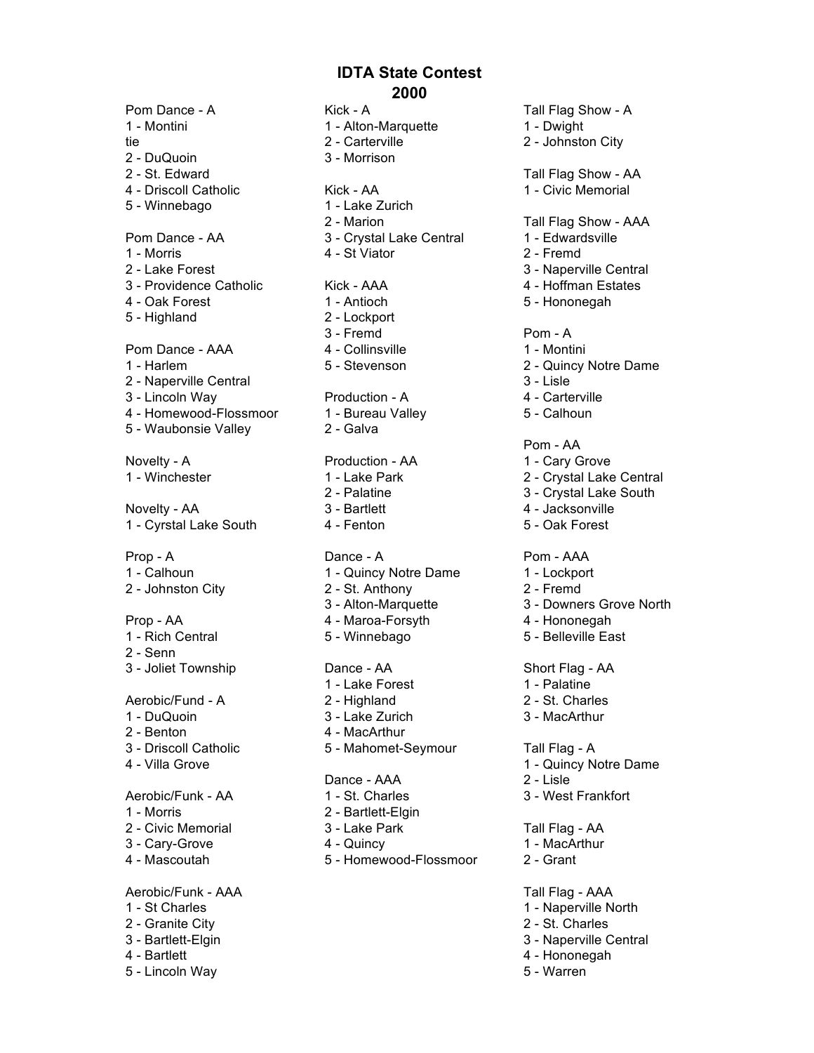# IDTA State Contest
## 2000

Pom Dance - A
1 - Montini
tie
2 - DuQuoin
2 - St. Edward
4 - Driscoll Catholic
5 - Winnebago

Pom Dance - AA
1 - Morris
2 - Lake Forest
3 - Providence Catholic
4 - Oak Forest
5 - Highland

Pom Dance - AAA
1 - Harlem
2 - Naperville Central
3 - Lincoln Way
4 - Homewood-Flossmoor
5 - Waubonsie Valley

Novelty - A
1 - Winchester

Novelty - AA
1 - Cyrstal Lake South

Prop - A
1 - Calhoun
2 - Johnston City

Prop - AA
1 - Rich Central
2 - Senn
3 - Joliet Township

Aerobic/Fund - A
1 - DuQuoin
2 - Benton
3 - Driscoll Catholic
4 - Villa Grove

Aerobic/Funk - AA
1 - Morris
2 - Civic Memorial
3 - Cary-Grove
4 - Mascoutah

Aerobic/Funk - AAA
1 - St Charles
2 - Granite City
3 - Bartlett-Elgin
4 - Bartlett
5 - Lincoln Way

Kick - A
1 - Alton-Marquette
2 - Carterville
3 - Morrison

Kick - AA
1 - Lake Zurich
2 - Marion
3 - Crystal Lake Central
4 - St Viator

Kick - AAA
1 - Antioch
2 - Lockport
3 - Fremd
4 - Collinsville
5 - Stevenson

Production - A
1 - Bureau Valley
2 - Galva

Production - AA
1 - Lake Park
2 - Palatine
3 - Bartlett
4 - Fenton

Dance - A
1 - Quincy Notre Dame
2 - St. Anthony
3 - Alton-Marquette
4 - Maroa-Forsyth
5 - Winnebago

Dance - AA
1 - Lake Forest
2 - Highland
3 - Lake Zurich
4 - MacArthur
5 - Mahomet-Seymour

Dance - AAA
1 - St. Charles
2 - Bartlett-Elgin
3 - Lake Park
4 - Quincy
5 - Homewood-Flossmoor

Tall Flag Show - A
1 - Dwight
2 - Johnston City

Tall Flag Show - AA
1 - Civic Memorial

Tall Flag Show - AAA
1 - Edwardsville
2 - Fremd
3 - Naperville Central
4 - Hoffman Estates
5 - Hononegah

Pom - A
1 - Montini
2 - Quincy Notre Dame
3 - Lisle
4 - Carterville
5 - Calhoun

Pom - AA
1 - Cary Grove
2 - Crystal Lake Central
3 - Crystal Lake South
4 - Jacksonville
5 - Oak Forest

Pom - AAA
1 - Lockport
2 - Fremd
3 - Downers Grove North
4 - Hononegah
5 - Belleville East

Short Flag - AA
1 - Palatine
2 - St. Charles
3 - MacArthur

Tall Flag - A
1 - Quincy Notre Dame
2 - Lisle
3 - West Frankfort

Tall Flag - AA
1 - MacArthur
2 - Grant

Tall Flag - AAA
1 - Naperville North
2 - St. Charles
3 - Naperville Central
4 - Hononegah
5 - Warren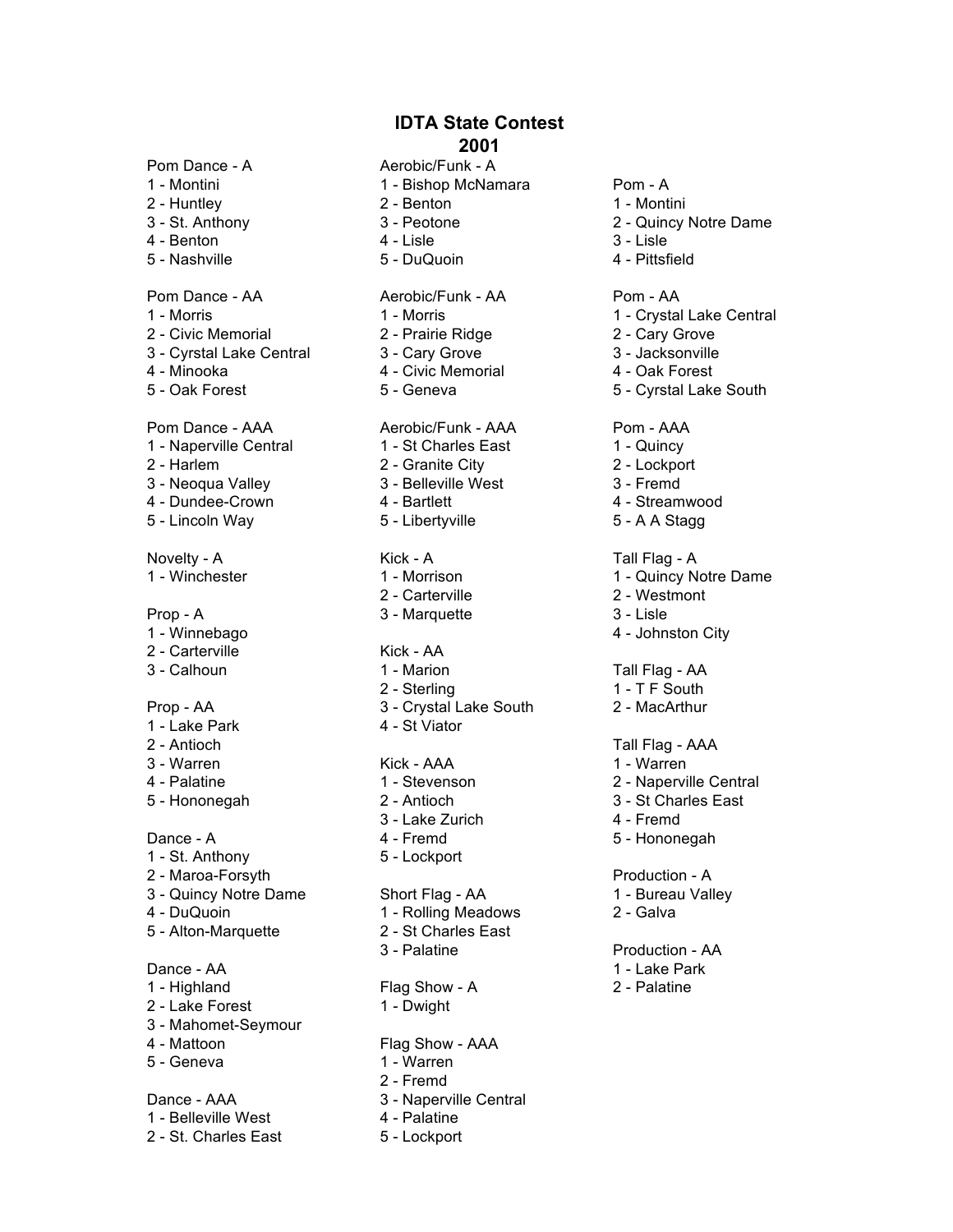# IDTA State Contest
## 2001

Pom Dance - A
1 - Montini
2 - Huntley
3 - St. Anthony
4 - Benton
5 - Nashville

Pom Dance - AA
1 - Morris
2 - Civic Memorial
3 - Cyrstal Lake Central
4 - Minooka
5 - Oak Forest

Pom Dance - AAA
1 - Naperville Central
2 - Harlem
3 - Neoqua Valley
4 - Dundee-Crown
5 - Lincoln Way

Novelty - A
1 - Winchester

Prop - A
1 - Winnebago
2 - Carterville
3 - Calhoun

Prop - AA
1 - Lake Park
2 - Antioch
3 - Warren
4 - Palatine
5 - Hononegah

Dance - A
1 - St. Anthony
2 - Maroa-Forsyth
3 - Quincy Notre Dame
4 - DuQuoin
5 - Alton-Marquette

Dance - AA
1 - Highland
2 - Lake Forest
3 - Mahomet-Seymour
4 - Mattoon
5 - Geneva

Dance - AAA
1 - Belleville West
2 - St. Charles East

Aerobic/Funk - A
1 - Bishop McNamara
2 - Benton
3 - Peotone
4 - Lisle
5 - DuQuoin

Aerobic/Funk - AA
1 - Morris
2 - Prairie Ridge
3 - Cary Grove
4 - Civic Memorial
5 - Geneva

Aerobic/Funk - AAA
1 - St Charles East
2 - Granite City
3 - Belleville West
4 - Bartlett
5 - Libertyville

Kick - A
1 - Morrison
2 - Carterville
3 - Marquette

Kick - AA
1 - Marion
2 - Sterling
3 - Crystal Lake South
4 - St Viator

Kick - AAA
1 - Stevenson
2 - Antioch
3 - Lake Zurich
4 - Fremd
5 - Lockport

Short Flag - AA
1 - Rolling Meadows
2 - St Charles East
3 - Palatine

Flag Show - A
1 - Dwight

Flag Show - AAA
1 - Warren
2 - Fremd
3 - Naperville Central
4 - Palatine
5 - Lockport

Pom - A
1 - Montini
2 - Quincy Notre Dame
3 - Lisle
4 - Pittsfield

Pom - AA
1 - Crystal Lake Central
2 - Cary Grove
3 - Jacksonville
4 - Oak Forest
5 - Cyrstal Lake South

Pom - AAA
1 - Quincy
2 - Lockport
3 - Fremd
4 - Streamwood
5 - A A Stagg

Tall Flag - A
1 - Quincy Notre Dame
2 - Westmont
3 - Lisle
4 - Johnston City

Tall Flag - AA
1 - T F South
2 - MacArthur

Tall Flag - AAA
1 - Warren
2 - Naperville Central
3 - St Charles East
4 - Fremd
5 - Hononegah

Production - A
1 - Bureau Valley
2 - Galva

Production - AA
1 - Lake Park
2 - Palatine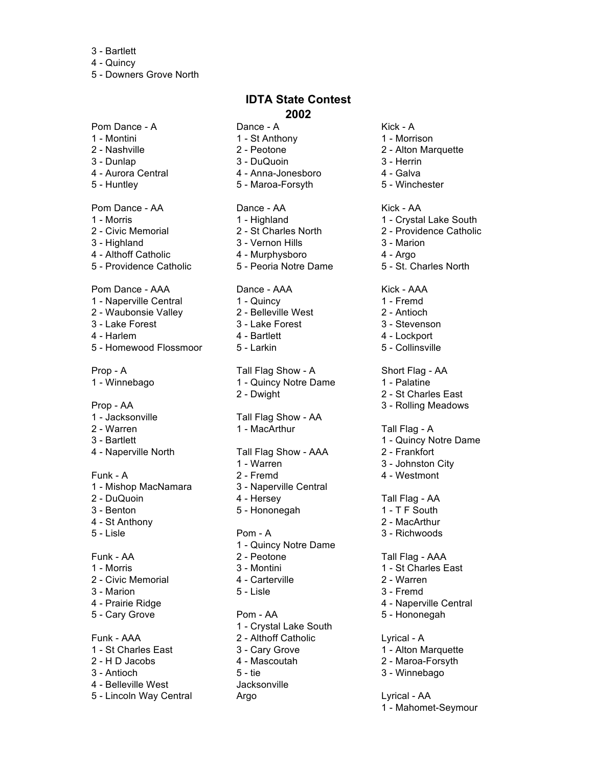3 - Bartlett
4 - Quincy
5 - Downers Grove North

## IDTA State Contest 2002

Pom Dance - A
1 - Montini
2 - Nashville
3 - Dunlap
4 - Aurora Central
5 - Huntley

Pom Dance - AA
1 - Morris
2 - Civic Memorial
3 - Highland
4 - Althoff Catholic
5 - Providence Catholic

Pom Dance - AAA
1 - Naperville Central
2 - Waubonsie Valley
3 - Lake Forest
4 - Harlem
5 - Homewood Flossmoor

Prop - A
1 - Winnebago

Prop - AA
1 - Jacksonville
2 - Warren
3 - Bartlett
4 - Naperville North

Funk - A
1 - Mishop MacNamara
2 - DuQuoin
3 - Benton
4 - St Anthony
5 - Lisle

Funk - AA
1 - Morris
2 - Civic Memorial
3 - Marion
4 - Prairie Ridge
5 - Cary Grove

Funk - AAA
1 - St Charles East
2 - H D Jacobs
3 - Antioch
4 - Belleville West
5 - Lincoln Way Central

Dance - A
1 - St Anthony
2 - Peotone
3 - DuQuoin
4 - Anna-Jonesboro
5 - Maroa-Forsyth

Dance - AA
1 - Highland
2 - St Charles North
3 - Vernon Hills
4 - Murphysboro
5 - Peoria Notre Dame

Dance - AAA
1 - Quincy
2 - Belleville West
3 - Lake Forest
4 - Bartlett
5 - Larkin

Tall Flag Show - A
1 - Quincy Notre Dame
2 - Dwight

Tall Flag Show - AA
1 - MacArthur

Tall Flag Show - AAA
1 - Warren
2 - Fremd
3 - Naperville Central
4 - Hersey
5 - Hononegah

Pom - A
1 - Quincy Notre Dame
2 - Peotone
3 - Montini
4 - Carterville
5 - Lisle

Pom - AA
1 - Crystal Lake South
2 - Althoff Catholic
3 - Cary Grove
4 - Mascoutah
5 - tie
Jacksonville
Argo

Kick - A
1 - Morrison
2 - Alton Marquette
3 - Herrin
4 - Galva
5 - Winchester

Kick - AA
1 - Crystal Lake South
2 - Providence Catholic
3 - Marion
4 - Argo
5 - St. Charles North

Kick - AAA
1 - Fremd
2 - Antioch
3 - Stevenson
4 - Lockport
5 - Collinsville

Short Flag - AA
1 - Palatine
2 - St Charles East
3 - Rolling Meadows

Tall Flag - A
1 - Quincy Notre Dame
2 - Frankfort
3 - Johnston City
4 - Westmont

Tall Flag - AA
1 - T F South
2 - MacArthur
3 - Richwoods

Tall Flag - AAA
1 - St Charles East
2 - Warren
3 - Fremd
4 - Naperville Central
5 - Hononegah

Lyrical - A
1 - Alton Marquette
2 - Maroa-Forsyth
3 - Winnebago

Lyrical - AA
1 - Mahomet-Seymour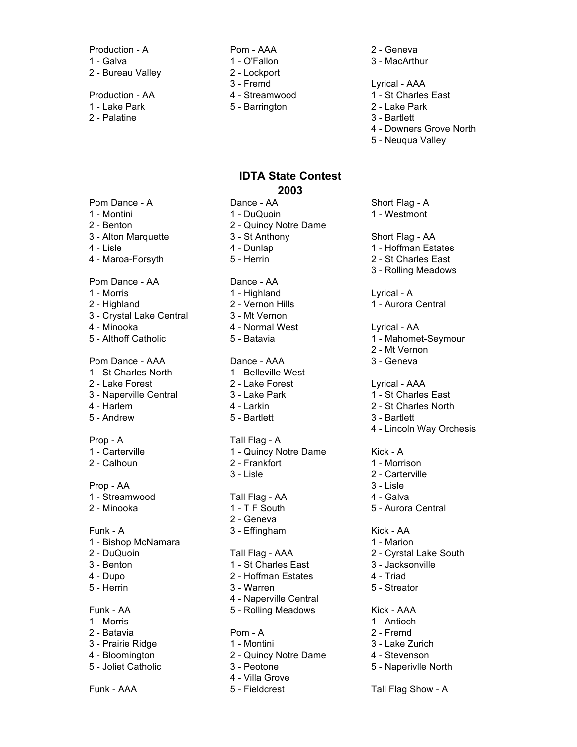Production - A
1 - Galva
2 - Bureau Valley

Production - AA
1 - Lake Park
2 - Palatine

Pom - AAA
1 - O'Fallon
2 - Lockport
3 - Fremd
4 - Streamwood
5 - Barrington

2 - Geneva
3 - MacArthur

Lyrical - AAA
1 - St Charles East
2 - Lake Park
3 - Bartlett
4 - Downers Grove North
5 - Neuqua Valley

## IDTA State Contest 2003

Pom Dance - A
1 - Montini
2 - Benton
3 - Alton Marquette
4 - Lisle
4 - Maroa-Forsyth

Pom Dance - AA
1 - Morris
2 - Highland
3 - Crystal Lake Central
4 - Minooka
5 - Althoff Catholic

Pom Dance - AAA
1 - St Charles North
2 - Lake Forest
3 - Naperville Central
4 - Harlem
5 - Andrew

Prop - A
1 - Carterville
2 - Calhoun

Prop - AA
1 - Streamwood
2 - Minooka

Funk - A
1 - Bishop McNamara
2 - DuQuoin
3 - Benton
4 - Dupo
5 - Herrin

Funk - AA
1 - Morris
2 - Batavia
3 - Prairie Ridge
4 - Bloomington
5 - Joliet Catholic

Funk - AAA

Dance - AA
1 - DuQuoin
2 - Quincy Notre Dame
3 - St Anthony
4 - Dunlap
5 - Herrin

Dance - AA
1 - Highland
2 - Vernon Hills
3 - Mt Vernon
4 - Normal West
5 - Batavia

Dance - AAA
1 - Belleville West
2 - Lake Forest
3 - Lake Park
4 - Larkin
5 - Bartlett

Tall Flag - A
1 - Quincy Notre Dame
2 - Frankfort
3 - Lisle

Tall Flag - AA
1 - T F South
2 - Geneva
3 - Effingham

Tall Flag - AAA
1 - St Charles East
2 - Hoffman Estates
3 - Warren
4 - Naperville Central
5 - Rolling Meadows

Pom - A
1 - Montini
2 - Quincy Notre Dame
3 - Peotone
4 - Villa Grove
5 - Fieldcrest

Short Flag - A
1 - Westmont

Short Flag - AA
1 - Hoffman Estates
2 - St Charles East
3 - Rolling Meadows

Lyrical - A
1 - Aurora Central

Lyrical - AA
1 - Mahomet-Seymour
2 - Mt Vernon
3 - Geneva

Lyrical - AAA
1 - St Charles East
2 - St Charles North
3 - Bartlett
4 - Lincoln Way Orchesis

Kick - A
1 - Morrison
2 - Carterville
3 - Lisle
4 - Galva
5 - Aurora Central

Kick - AA
1 - Marion
2 - Cyrstal Lake South
3 - Jacksonville
4 - Triad
5 - Streator

Kick - AAA
1 - Antioch
2 - Fremd
3 - Lake Zurich
4 - Stevenson
5 - Naperivlle North

Tall Flag Show - A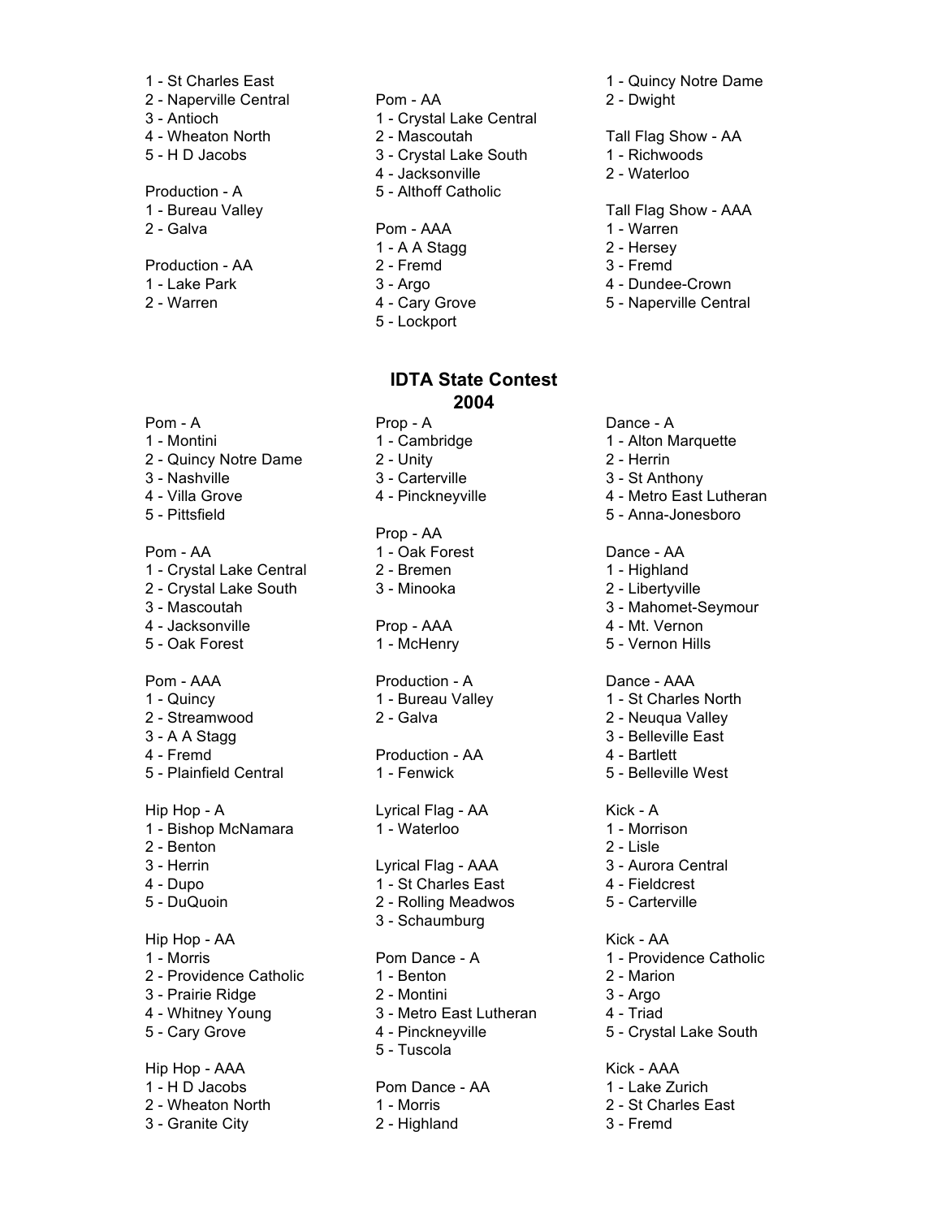1 - St Charles East
2 - Naperville Central
3 - Antioch
4 - Wheaton North
5 - H D Jacobs

Production - A
1 - Bureau Valley
2 - Galva

Production - AA
1 - Lake Park
2 - Warren

Pom - AA
1 - Crystal Lake Central
2 - Mascoutah
3 - Crystal Lake South
4 - Jacksonville
5 - Althoff Catholic

Pom - AAA
1 - A A Stagg
2 - Fremd
3 - Argo
4 - Cary Grove
5 - Lockport

1 - Quincy Notre Dame
2 - Dwight

Tall Flag Show - AA
1 - Richwoods
2 - Waterloo

Tall Flag Show - AAA
1 - Warren
2 - Hersey
3 - Fremd
4 - Dundee-Crown
5 - Naperville Central

## IDTA State Contest 2004

Pom - A
1 - Montini
2 - Quincy Notre Dame
3 - Nashville
4 - Villa Grove
5 - Pittsfield

Pom - AA
1 - Crystal Lake Central
2 - Crystal Lake South
3 - Mascoutah
4 - Jacksonville
5 - Oak Forest

Pom - AAA
1 - Quincy
2 - Streamwood
3 - A A Stagg
4 - Fremd
5 - Plainfield Central

Hip Hop - A
1 - Bishop McNamara
2 - Benton
3 - Herrin
4 - Dupo
5 - DuQuoin

Hip Hop - AA
1 - Morris
2 - Providence Catholic
3 - Prairie Ridge
4 - Whitney Young
5 - Cary Grove

Hip Hop - AAA
1 - H D Jacobs
2 - Wheaton North
3 - Granite City

Prop - A
1 - Cambridge
2 - Unity
3 - Carterville
4 - Pinckneyville

Prop - AA
1 - Oak Forest
2 - Bremen
3 - Minooka

Prop - AAA
1 - McHenry

Production - A
1 - Bureau Valley
2 - Galva

Production - AA
1 - Fenwick

Lyrical Flag - AA
1 - Waterloo

Lyrical Flag - AAA
1 - St Charles East
2 - Rolling Meadwos
3 - Schaumburg

Pom Dance - A
1 - Benton
2 - Montini
3 - Metro East Lutheran
4 - Pinckneyville
5 - Tuscola

Pom Dance - AA
1 - Morris
2 - Highland

Dance - A
1 - Alton Marquette
2 - Herrin
3 - St Anthony
4 - Metro East Lutheran
5 - Anna-Jonesboro

Dance - AA
1 - Highland
2 - Libertyville
3 - Mahomet-Seymour
4 - Mt. Vernon
5 - Vernon Hills

Dance - AAA
1 - St Charles North
2 - Neuqua Valley
3 - Belleville East
4 - Bartlett
5 - Belleville West

Kick - A
1 - Morrison
2 - Lisle
3 - Aurora Central
4 - Fieldcrest
5 - Carterville

Kick - AA
1 - Providence Catholic
2 - Marion
3 - Argo
4 - Triad
5 - Crystal Lake South

Kick - AAA
1 - Lake Zurich
2 - St Charles East
3 - Fremd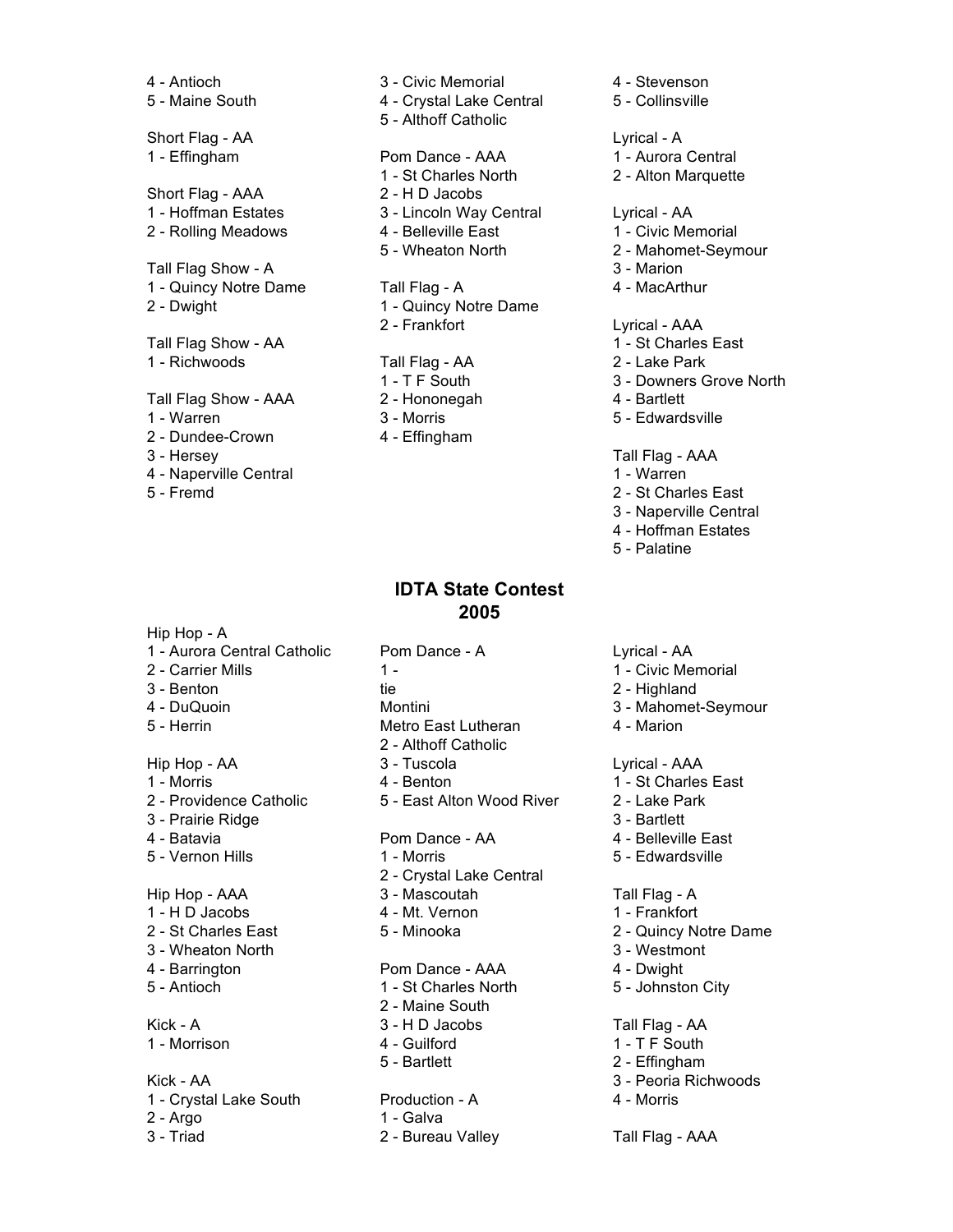4 - Antioch
5 - Maine South

Short Flag - AA
1 - Effingham

Short Flag - AAA
1 - Hoffman Estates
2 - Rolling Meadows

Tall Flag Show - A
1 - Quincy Notre Dame
2 - Dwight

Tall Flag Show - AA
1 - Richwoods

Tall Flag Show - AAA
1 - Warren
2 - Dundee-Crown
3 - Hersey
4 - Naperville Central
5 - Fremd

3 - Civic Memorial
4 - Crystal Lake Central
5 - Althoff Catholic

Pom Dance - AAA
1 - St Charles North
2 - H D Jacobs
3 - Lincoln Way Central
4 - Belleville East
5 - Wheaton North

Tall Flag - A
1 - Quincy Notre Dame
2 - Frankfort

Tall Flag - AA
1 - T F South
2 - Hononegah
3 - Morris
4 - Effingham

4 - Stevenson
5 - Collinsville

Lyrical - A
1 - Aurora Central
2 - Alton Marquette

Lyrical - AA
1 - Civic Memorial
2 - Mahomet-Seymour
3 - Marion
4 - MacArthur

Lyrical - AAA
1 - St Charles East
2 - Lake Park
3 - Downers Grove North
4 - Bartlett
5 - Edwardsville

Tall Flag - AAA
1 - Warren
2 - St Charles East
3 - Naperville Central
4 - Hoffman Estates
5 - Palatine

## IDTA State Contest 2005

Hip Hop - A
1 - Aurora Central Catholic
2 - Carrier Mills
3 - Benton
4 - DuQuoin
5 - Herrin

Hip Hop - AA
1 - Morris
2 - Providence Catholic
3 - Prairie Ridge
4 - Batavia
5 - Vernon Hills

Hip Hop - AAA
1 - H D Jacobs
2 - St Charles East
3 - Wheaton North
4 - Barrington
5 - Antioch

Kick - A
1 - Morrison

Kick - AA
1 - Crystal Lake South
2 - Argo
3 - Triad

Pom Dance - A
1 -
tie
Montini
Metro East Lutheran
2 - Althoff Catholic
3 - Tuscola
4 - Benton
5 - East Alton Wood River

Pom Dance - AA
1 - Morris
2 - Crystal Lake Central
3 - Mascoutah
4 - Mt. Vernon
5 - Minooka

Pom Dance - AAA
1 - St Charles North
2 - Maine South
3 - H D Jacobs
4 - Guilford
5 - Bartlett

Production - A
1 - Galva
2 - Bureau Valley

Lyrical - AA
1 - Civic Memorial
2 - Highland
3 - Mahomet-Seymour
4 - Marion

Lyrical - AAA
1 - St Charles East
2 - Lake Park
3 - Bartlett
4 - Belleville East
5 - Edwardsville

Tall Flag - A
1 - Frankfort
2 - Quincy Notre Dame
3 - Westmont
4 - Dwight
5 - Johnston City

Tall Flag - AA
1 - T F South
2 - Effingham
3 - Peoria Richwoods
4 - Morris

Tall Flag - AAA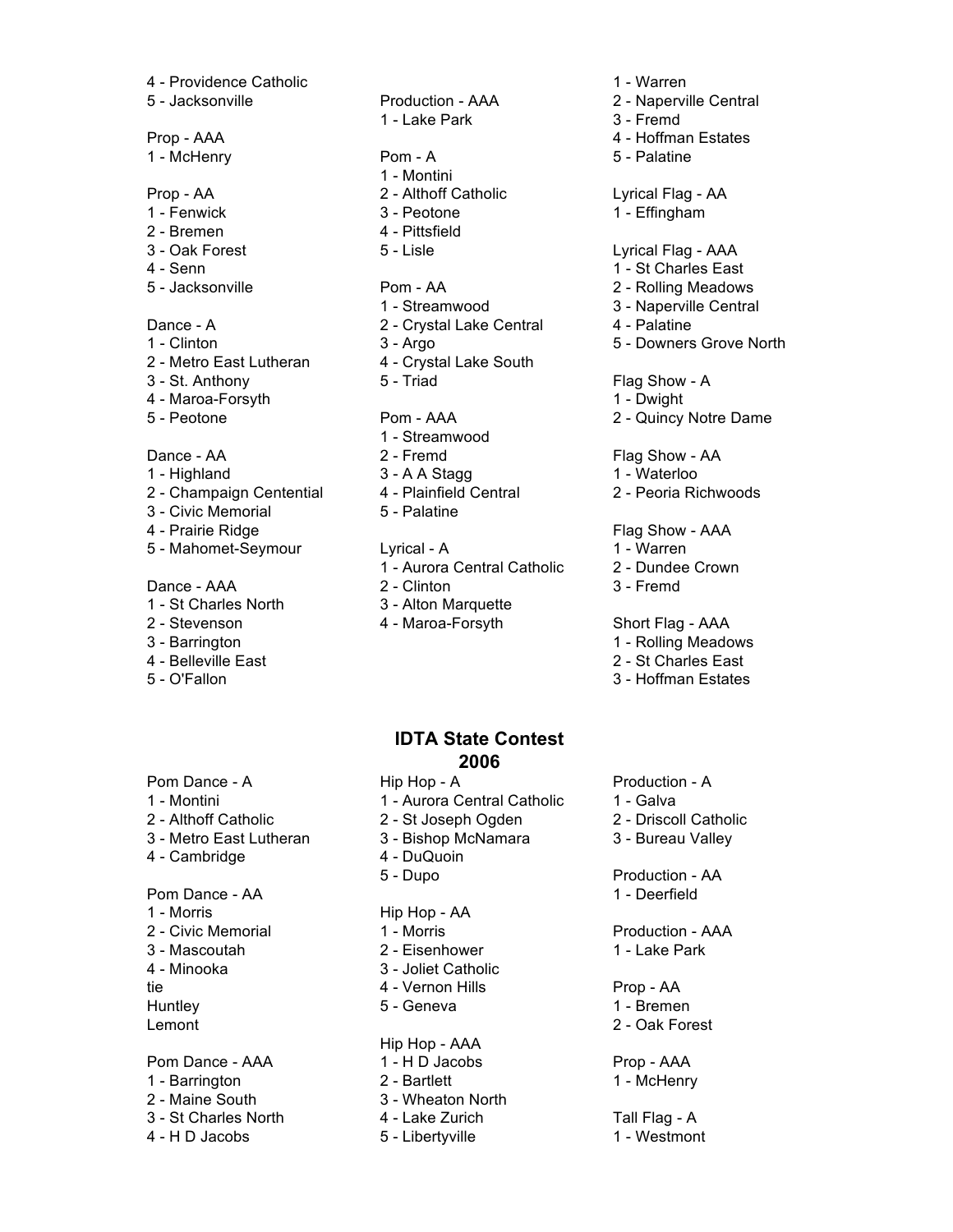4 - Providence Catholic
5 - Jacksonville

Prop - AAA
1 - McHenry

Prop - AA
1 - Fenwick
2 - Bremen
3 - Oak Forest
4 - Senn
5 - Jacksonville

Dance - A
1 - Clinton
2 - Metro East Lutheran
3 - St. Anthony
4 - Maroa-Forsyth
5 - Peotone

Dance - AA
1 - Highland
2 - Champaign Centential
3 - Civic Memorial
4 - Prairie Ridge
5 - Mahomet-Seymour

Dance - AAA
1 - St Charles North
2 - Stevenson
3 - Barrington
4 - Belleville East
5 - O'Fallon

Production - AAA
1 - Lake Park

Pom - A
1 - Montini
2 - Althoff Catholic
3 - Peotone
4 - Pittsfield
5 - Lisle

Pom - AA
1 - Streamwood
2 - Crystal Lake Central
3 - Argo
4 - Crystal Lake South
5 - Triad

Pom - AAA
1 - Streamwood
2 - Fremd
3 - A A Stagg
4 - Plainfield Central
5 - Palatine

Lyrical - A
1 - Aurora Central Catholic
2 - Clinton
3 - Alton Marquette
4 - Maroa-Forsyth

1 - Warren
2 - Naperville Central
3 - Fremd
4 - Hoffman Estates
5 - Palatine

Lyrical Flag - AA
1 - Effingham

Lyrical Flag - AAA
1 - St Charles East
2 - Rolling Meadows
3 - Naperville Central
4 - Palatine
5 - Downers Grove North

Flag Show - A
1 - Dwight
2 - Quincy Notre Dame

Flag Show - AA
1 - Waterloo
2 - Peoria Richwoods

Flag Show - AAA
1 - Warren
2 - Dundee Crown
3 - Fremd

Short Flag - AAA
1 - Rolling Meadows
2 - St Charles East
3 - Hoffman Estates

## IDTA State Contest 2006

Pom Dance - A
1 - Montini
2 - Althoff Catholic
3 - Metro East Lutheran
4 - Cambridge

Pom Dance - AA
1 - Morris
2 - Civic Memorial
3 - Mascoutah
4 - Minooka
tie
Huntley
Lemont

Pom Dance - AAA
1 - Barrington
2 - Maine South
3 - St Charles North
4 - H D Jacobs

Hip Hop - A
1 - Aurora Central Catholic
2 - St Joseph Ogden
3 - Bishop McNamara
4 - DuQuoin
5 - Dupo

Hip Hop - AA
1 - Morris
2 - Eisenhower
3 - Joliet Catholic
4 - Vernon Hills
5 - Geneva

Hip Hop - AAA
1 - H D Jacobs
2 - Bartlett
3 - Wheaton North
4 - Lake Zurich
5 - Libertyville

Production - A
1 - Galva
2 - Driscoll Catholic
3 - Bureau Valley

Production - AA
1 - Deerfield

Production - AAA
1 - Lake Park

Prop - AA
1 - Bremen
2 - Oak Forest

Prop - AAA
1 - McHenry

Tall Flag - A
1 - Westmont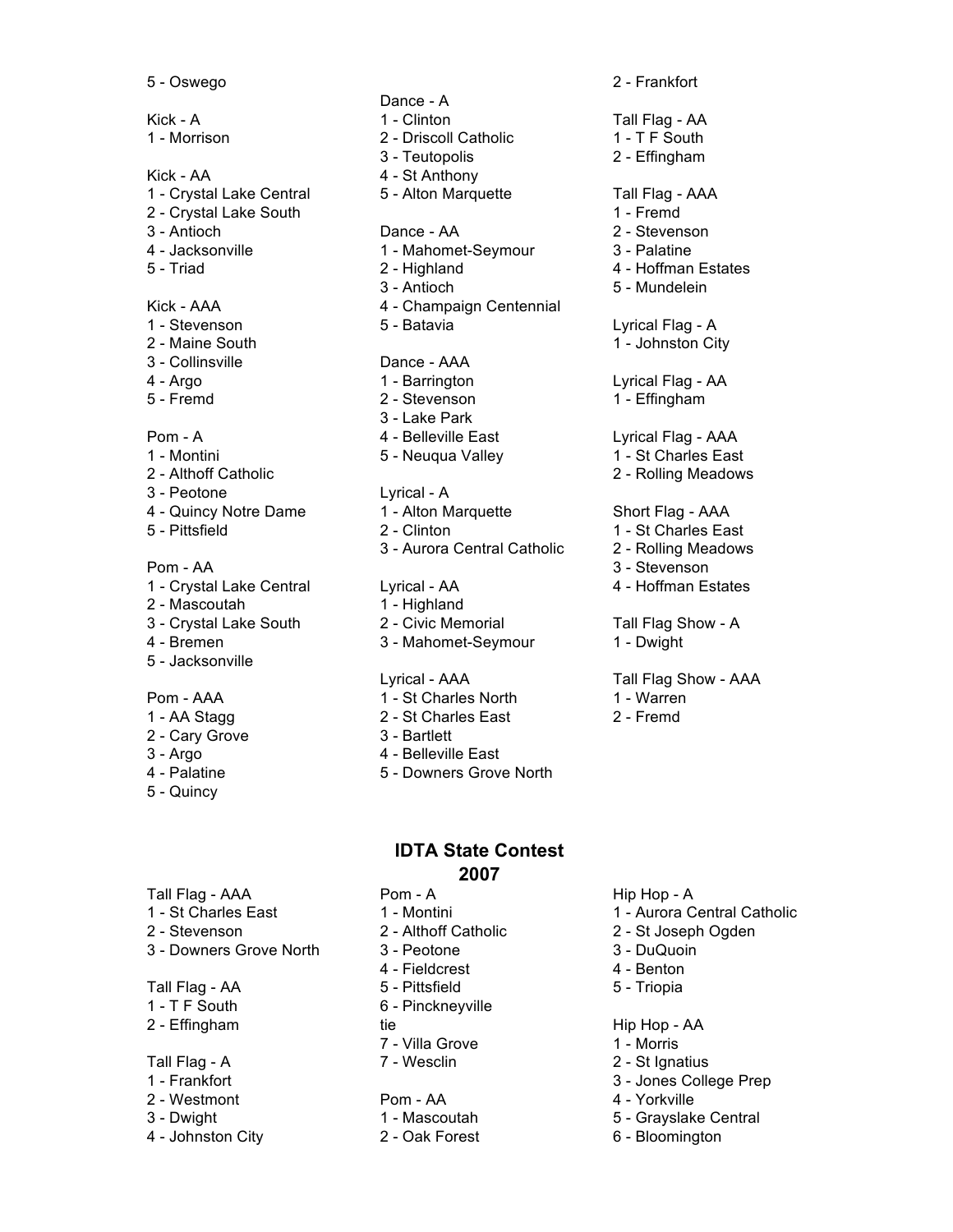5 - Oswego

Kick - A
1 - Morrison

Kick - AA
1 - Crystal Lake Central
2 - Crystal Lake South
3 - Antioch
4 - Jacksonville
5 - Triad

Kick - AAA
1 - Stevenson
2 - Maine South
3 - Collinsville
4 - Argo
5 - Fremd

Pom - A
1 - Montini
2 - Althoff Catholic
3 - Peotone
4 - Quincy Notre Dame
5 - Pittsfield

Pom - AA
1 - Crystal Lake Central
2 - Mascoutah
3 - Crystal Lake South
4 - Bremen
5 - Jacksonville

Pom - AAA
1 - AA Stagg
2 - Cary Grove
3 - Argo
4 - Palatine
5 - Quincy

Dance - A
1 - Clinton
2 - Driscoll Catholic
3 - Teutopolis
4 - St Anthony
5 - Alton Marquette

Dance - AA
1 - Mahomet-Seymour
2 - Highland
3 - Antioch
4 - Champaign Centennial
5 - Batavia

Dance - AAA
1 - Barrington
2 - Stevenson
3 - Lake Park
4 - Belleville East
5 - Neuqua Valley

Lyrical - A
1 - Alton Marquette
2 - Clinton
3 - Aurora Central Catholic

Lyrical - AA
1 - Highland
2 - Civic Memorial
3 - Mahomet-Seymour

Lyrical - AAA
1 - St Charles North
2 - St Charles East
3 - Bartlett
4 - Belleville East
5 - Downers Grove North

2 - Frankfort

Tall Flag - AA
1 - T F South
2 - Effingham

Tall Flag - AAA
1 - Fremd
2 - Stevenson
3 - Palatine
4 - Hoffman Estates
5 - Mundelein

Lyrical Flag - A
1 - Johnston City

Lyrical Flag - AA
1 - Effingham

Lyrical Flag - AAA
1 - St Charles East
2 - Rolling Meadows

Short Flag - AAA
1 - St Charles East
2 - Rolling Meadows
3 - Stevenson
4 - Hoffman Estates

Tall Flag Show - A
1 - Dwight

Tall Flag Show - AAA
1 - Warren
2 - Fremd

## IDTA State Contest 2007

Tall Flag - AAA
1 - St Charles East
2 - Stevenson
3 - Downers Grove North

Tall Flag - AA
1 - T F South
2 - Effingham

Tall Flag - A
1 - Frankfort
2 - Westmont
3 - Dwight
4 - Johnston City

Pom - A
1 - Montini
2 - Althoff Catholic
3 - Peotone
4 - Fieldcrest
5 - Pittsfield
6 - Pinckneyville
tie
7 - Villa Grove
7 - Wesclin

Pom - AA
1 - Mascoutah
2 - Oak Forest

Hip Hop - A
1 - Aurora Central Catholic
2 - St Joseph Ogden
3 - DuQuoin
4 - Benton
5 - Triopia

Hip Hop - AA
1 - Morris
2 - St Ignatius
3 - Jones College Prep
4 - Yorkville
5 - Grayslake Central
6 - Bloomington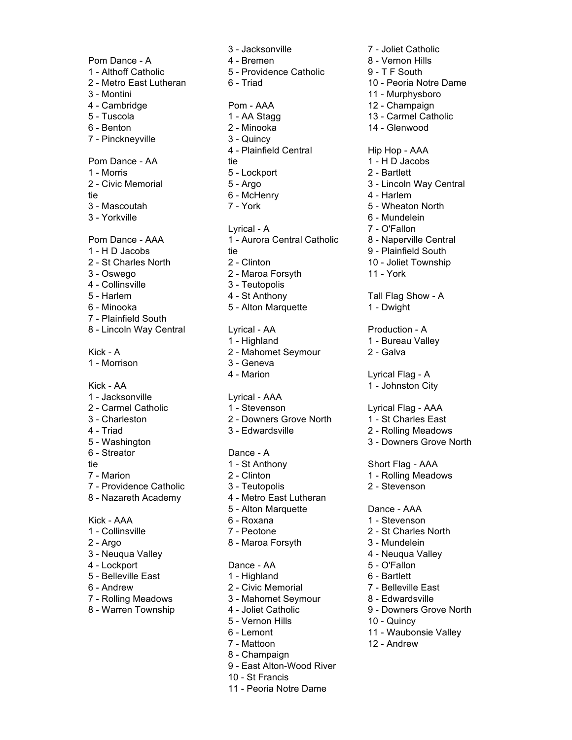Pom Dance - A
1 - Althoff Catholic
2 - Metro East Lutheran
3 - Montini
4 - Cambridge
5 - Tuscola
6 - Benton
7 - Pinckneyville

Pom Dance - AA
1 - Morris
2 - Civic Memorial
tie
3 - Mascoutah
3 - Yorkville

Pom Dance - AAA
1 - H D Jacobs
2 - St Charles North
3 - Oswego
4 - Collinsville
5 - Harlem
6 - Minooka
7 - Plainfield South
8 - Lincoln Way Central

Kick - A
1 - Morrison

Kick - AA
1 - Jacksonville
2 - Carmel Catholic
3 - Charleston
4 - Triad
5 - Washington
6 - Streator
tie
7 - Marion
7 - Providence Catholic
8 - Nazareth Academy

Kick - AAA
1 - Collinsville
2 - Argo
3 - Neuqua Valley
4 - Lockport
5 - Belleville East
6 - Andrew
7 - Rolling Meadows
8 - Warren Township

3 - Jacksonville
4 - Bremen
5 - Providence Catholic
6 - Triad

Pom - AAA
1 - AA Stagg
2 - Minooka
3 - Quincy
4 - Plainfield Central
tie
5 - Lockport
5 - Argo
6 - McHenry
7 - York

Lyrical - A
1 - Aurora Central Catholic
tie
2 - Clinton
2 - Maroa Forsyth
3 - Teutopolis
4 - St Anthony
5 - Alton Marquette

Lyrical - AA
1 - Highland
2 - Mahomet Seymour
3 - Geneva
4 - Marion

Lyrical - AAA
1 - Stevenson
2 - Downers Grove North
3 - Edwardsville

Dance - A
1 - St Anthony
2 - Clinton
3 - Teutopolis
4 - Metro East Lutheran
5 - Alton Marquette
6 - Roxana
7 - Peotone
8 - Maroa Forsyth

Dance - AA
1 - Highland
2 - Civic Memorial
3 - Mahomet Seymour
4 - Joliet Catholic
5 - Vernon Hills
6 - Lemont
7 - Mattoon
8 - Champaign
9 - East Alton-Wood River
10 - St Francis
11 - Peoria Notre Dame

7 - Joliet Catholic
8 - Vernon Hills
9 - T F South
10 - Peoria Notre Dame
11 - Murphysboro
12 - Champaign
13 - Carmel Catholic
14 - Glenwood

Hip Hop - AAA
1 - H D Jacobs
2 - Bartlett
3 - Lincoln Way Central
4 - Harlem
5 - Wheaton North
6 - Mundelein
7 - O'Fallon
8 - Naperville Central
9 - Plainfield South
10 - Joliet Township
11 - York

Tall Flag Show - A
1 - Dwight

Production - A
1 - Bureau Valley
2 - Galva

Lyrical Flag - A
1 - Johnston City

Lyrical Flag - AAA
1 - St Charles East
2 - Rolling Meadows
3 - Downers Grove North

Short Flag - AAA
1 - Rolling Meadows
2 - Stevenson

Dance - AAA
1 - Stevenson
2 - St Charles North
3 - Mundelein
4 - Neuqua Valley
5 - O'Fallon
6 - Bartlett
7 - Belleville East
8 - Edwardsville
9 - Downers Grove North
10 - Quincy
11 - Waubonsie Valley
12 - Andrew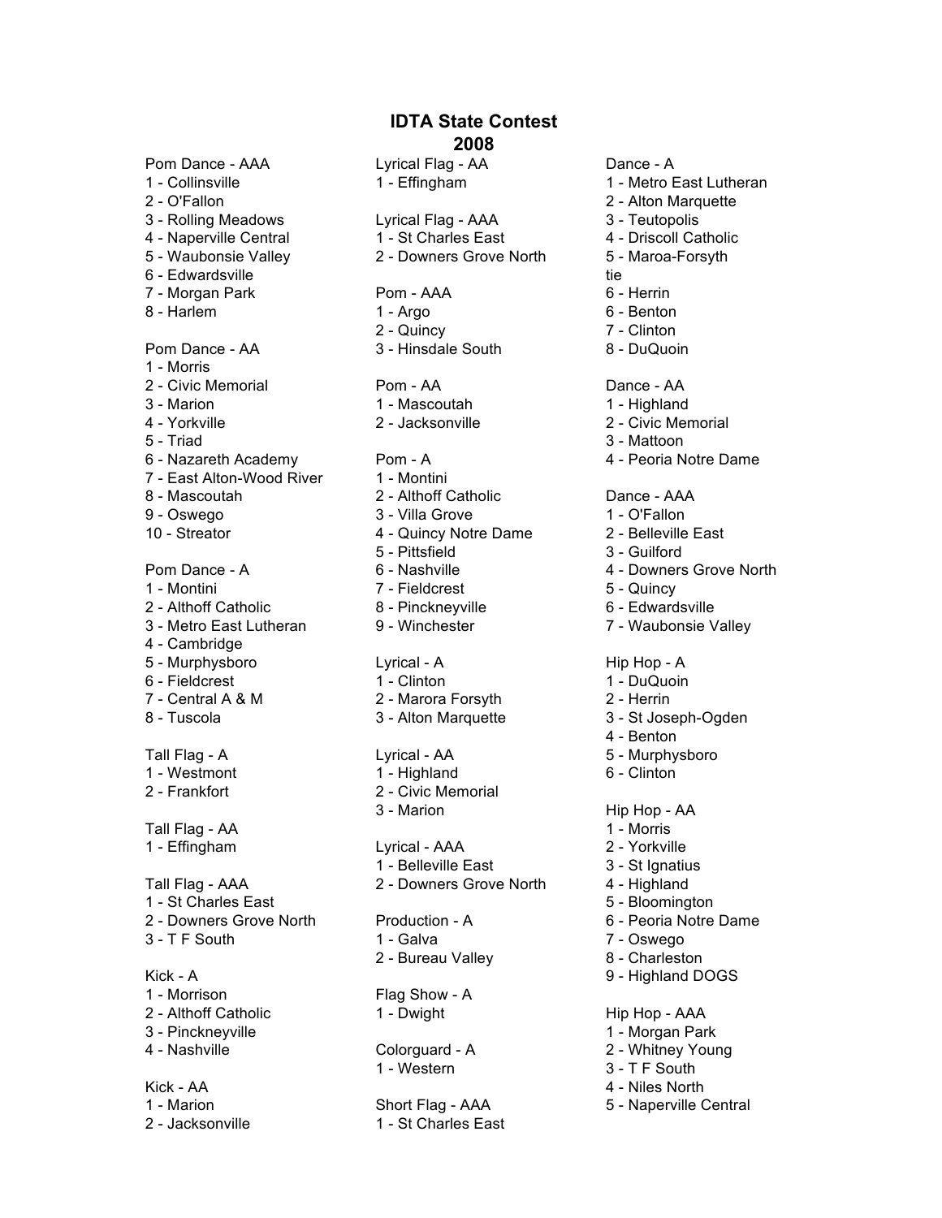# IDTA State Contest
## 2008

Pom Dance - AAA
1 - Collinsville
2 - O'Fallon
3 - Rolling Meadows
4 - Naperville Central
5 - Waubonsie Valley
6 - Edwardsville
7 - Morgan Park
8 - Harlem

Pom Dance - AA
1 - Morris
2 - Civic Memorial
3 - Marion
4 - Yorkville
5 - Triad
6 - Nazareth Academy
7 - East Alton-Wood River
8 - Mascoutah
9 - Oswego
10 - Streator

Pom Dance - A
1 - Montini
2 - Althoff Catholic
3 - Metro East Lutheran
4 - Cambridge
5 - Murphysboro
6 - Fieldcrest
7 - Central A & M
8 - Tuscola

Tall Flag - A
1 - Westmont
2 - Frankfort

Tall Flag - AA
1 - Effingham

Tall Flag - AAA
1 - St Charles East
2 - Downers Grove North
3 - T F South

Kick - A
1 - Morrison
2 - Althoff Catholic
3 - Pinckneyville
4 - Nashville

Kick - AA
1 - Marion
2 - Jacksonville

Lyrical Flag - AA
1 - Effingham

Lyrical Flag - AAA
1 - St Charles East
2 - Downers Grove North

Pom - AAA
1 - Argo
2 - Quincy
3 - Hinsdale South

Pom - AA
1 - Mascoutah
2 - Jacksonville

Pom - A
1 - Montini
2 - Althoff Catholic
3 - Villa Grove
4 - Quincy Notre Dame
5 - Pittsfield
6 - Nashville
7 - Fieldcrest
8 - Pinckneyville
9 - Winchester

Lyrical - A
1 - Clinton
2 - Marora Forsyth
3 - Alton Marquette

Lyrical - AA
1 - Highland
2 - Civic Memorial
3 - Marion

Lyrical - AAA
1 - Belleville East
2 - Downers Grove North

Production - A
1 - Galva
2 - Bureau Valley

Flag Show - A
1 - Dwight

Colorguard - A
1 - Western

Short Flag - AAA
1 - St Charles East

Dance - A
1 - Metro East Lutheran
2 - Alton Marquette
3 - Teutopolis
4 - Driscoll Catholic
5 - Maroa-Forsyth
tie
6 - Herrin
6 - Benton
7 - Clinton
8 - DuQuoin

Dance - AA
1 - Highland
2 - Civic Memorial
3 - Mattoon
4 - Peoria Notre Dame

Dance - AAA
1 - O'Fallon
2 - Belleville East
3 - Guilford
4 - Downers Grove North
5 - Quincy
6 - Edwardsville
7 - Waubonsie Valley

Hip Hop - A
1 - DuQuoin
2 - Herrin
3 - St Joseph-Ogden
4 - Benton
5 - Murphysboro
6 - Clinton

Hip Hop - AA
1 - Morris
2 - Yorkville
3 - St Ignatius
4 - Highland
5 - Bloomington
6 - Peoria Notre Dame
7 - Oswego
8 - Charleston
9 - Highland DOGS

Hip Hop - AAA
1 - Morgan Park
2 - Whitney Young
3 - T F South
4 - Niles North
5 - Naperville Central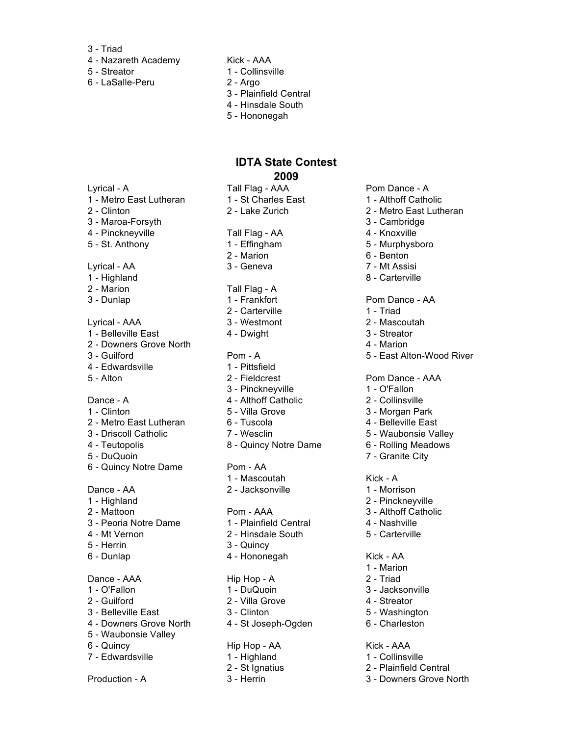3 - Triad
4 - Nazareth Academy
5 - Streator
6 - LaSalle-Peru

Kick - AAA
1 - Collinsville
2 - Argo
3 - Plainfield Central
4 - Hinsdale South
5 - Hononegah

## IDTA State Contest 2009

Lyrical - A
1 - Metro East Lutheran
2 - Clinton
3 - Maroa-Forsyth
4 - Pinckneyville
5 - St. Anthony

Lyrical - AA
1 - Highland
2 - Marion
3 - Dunlap

Lyrical - AAA
1 - Belleville East
2 - Downers Grove North
3 - Guilford
4 - Edwardsville
5 - Alton

Dance - A
1 - Clinton
2 - Metro East Lutheran
3 - Driscoll Catholic
4 - Teutopolis
5 - DuQuoin
6 - Quincy Notre Dame

Dance - AA
1 - Highland
2 - Mattoon
3 - Peoria Notre Dame
4 - Mt Vernon
5 - Herrin
6 - Dunlap

Dance - AAA
1 - O'Fallon
2 - Guilford
3 - Belleville East
4 - Downers Grove North
5 - Waubonsie Valley
6 - Quincy
7 - Edwardsville

Production - A

Tall Flag - AAA
1 - St Charles East
2 - Lake Zurich

Tall Flag - AA
1 - Effingham
2 - Marion
3 - Geneva

Tall Flag - A
1 - Frankfort
2 - Carterville
3 - Westmont
4 - Dwight

Pom - A
1 - Pittsfield
2 - Fieldcrest
3 - Pinckneyville
4 - Althoff Catholic
5 - Villa Grove
6 - Tuscola
7 - Wesclin
8 - Quincy Notre Dame

Pom - AA
1 - Mascoutah
2 - Jacksonville

Pom - AAA
1 - Plainfield Central
2 - Hinsdale South
3 - Quincy
4 - Hononegah

Hip Hop - A
1 - DuQuoin
2 - Villa Grove
3 - Clinton
4 - St Joseph-Ogden

Hip Hop - AA
1 - Highland
2 - St Ignatius
3 - Herrin

Pom Dance - A
1 - Althoff Catholic
2 - Metro East Lutheran
3 - Cambridge
4 - Knoxville
5 - Murphysboro
6 - Benton
7 - Mt Assisi
8 - Carterville

Pom Dance - AA
1 - Triad
2 - Mascoutah
3 - Streator
4 - Marion
5 - East Alton-Wood River

Pom Dance - AAA
1 - O'Fallon
2 - Collinsville
3 - Morgan Park
4 - Belleville East
5 - Waubonsie Valley
6 - Rolling Meadows
7 - Granite City

Kick - A
1 - Morrison
2 - Pinckneyville
3 - Althoff Catholic
4 - Nashville
5 - Carterville

Kick - AA
1 - Marion
2 - Triad
3 - Jacksonville
4 - Streator
5 - Washington
6 - Charleston

Kick - AAA
1 - Collinsville
2 - Plainfield Central
3 - Downers Grove North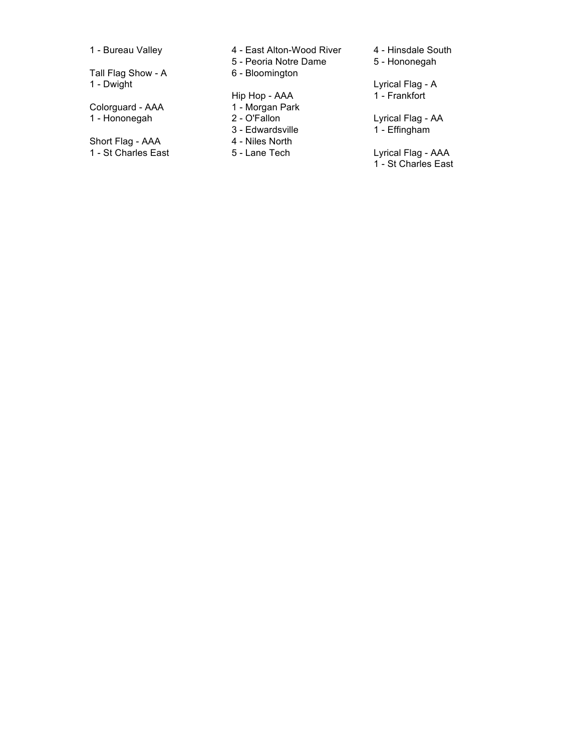1 - Bureau Valley

Tall Flag Show - A
1 - Dwight

Colorguard - AAA
1 - Hononegah

Short Flag - AAA
1 - St Charles East

4 - East Alton-Wood River
5 - Peoria Notre Dame
6 - Bloomington

Hip Hop - AAA
1 - Morgan Park
2 - O'Fallon
3 - Edwardsville
4 - Niles North
5 - Lane Tech

4 - Hinsdale South
5 - Hononegah

Lyrical Flag - A
1 - Frankfort

Lyrical Flag - AA
1 - Effingham

Lyrical Flag - AAA
1 - St Charles East